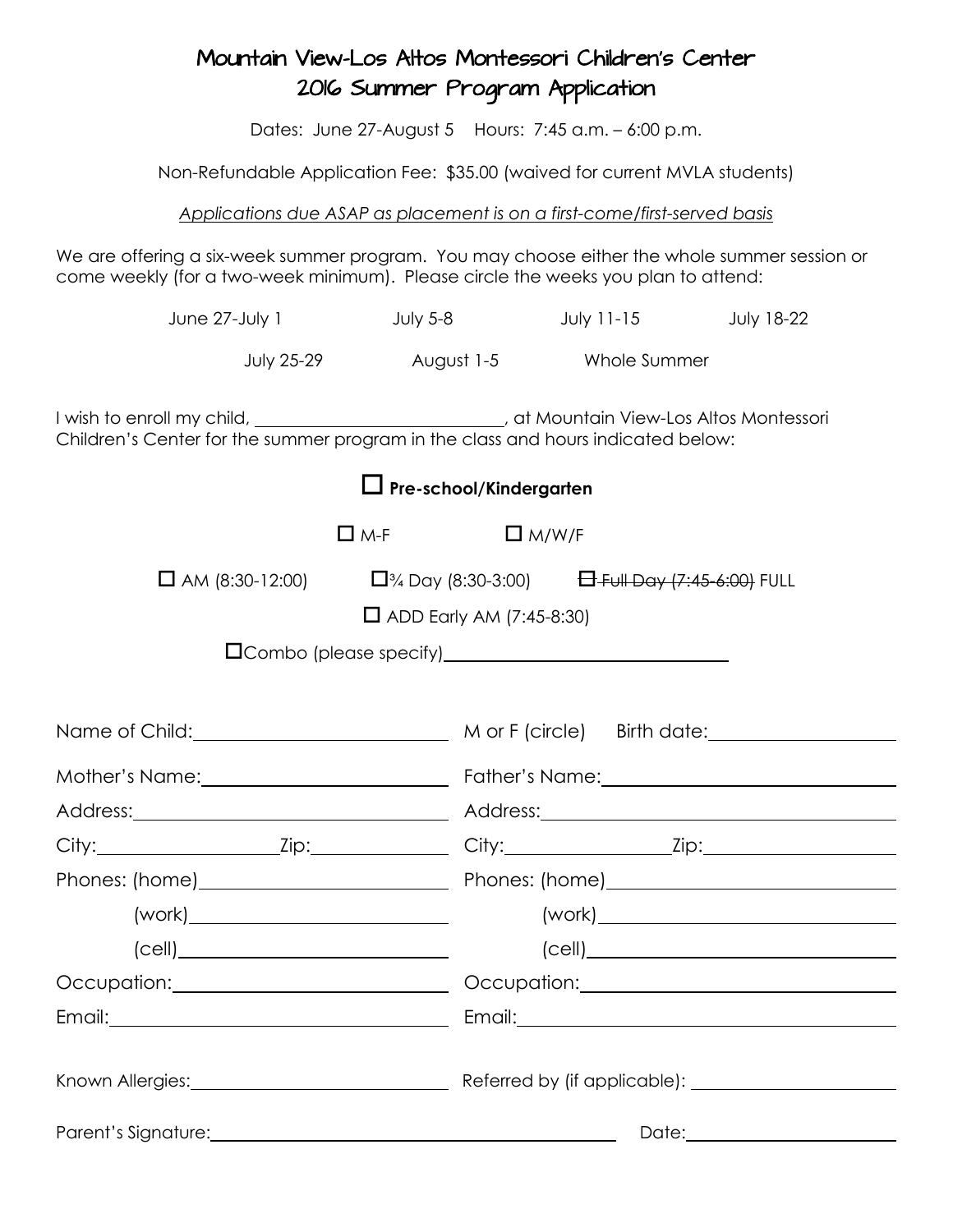# Mountain View-Los Altos Montessori Children's Center
# 2016 Summer Program Application

Dates: June 27-August 5 Hours: 7:45 a.m. – 6:00 p.m.

Non-Refundable Application Fee: $35.00 (waived for current MVLA students)

*Applications due ASAP as placement is on a first-come/first-served basis*

We are offering a six-week summer program. You may choose either the whole summer session or come weekly (for a two-week minimum). Please circle the weeks you plan to attend:

June 27-July 1 July 5-8 July 11-15 July 18-22

July 25-29 August 1-5 Whole Summer

I wish to enroll my child, \_\_\_\_\_\_\_\_\_\_\_\_\_\_\_\_\_\_\_\_\_\_\_\_\_\_\_\_, at Mountain View-Los Altos Montessori Children's Center for the summer program in the class and hours indicated below:

☐ **Pre-school/Kindergarten**

☐ M-F ☐ M/W/F

☐ AM (8:30-12:00) ☐ ¾ Day (8:30-3:00) ~~☐ Full Day (7:45-6:00)~~ FULL

☐ ADD Early AM (7:45-8:30)

☐ Combo (please specify)\_\_\_\_\_\_\_\_\_\_\_\_\_\_\_\_\_\_\_\_\_\_\_\_\_\_\_\_

Name of Child:\_\_\_\_\_\_\_\_\_\_\_\_\_\_\_\_\_\_\_\_\_\_\_\_ M or F (circle) Birth date:\_\_\_\_\_\_\_\_\_\_\_\_\_\_\_\_\_\_

Mother's Name:\_\_\_\_\_\_\_\_\_\_\_\_\_\_\_\_\_\_\_\_\_\_\_\_ Father's Name:\_\_\_\_\_\_\_\_\_\_\_\_\_\_\_\_\_\_\_\_\_\_\_\_

Address:\_\_\_\_\_\_\_\_\_\_\_\_\_\_\_\_\_\_\_\_\_\_\_\_ Address:\_\_\_\_\_\_\_\_\_\_\_\_\_\_\_\_\_\_\_\_\_\_\_\_

City:\_\_\_\_\_\_\_\_\_\_\_\_\_\_Zip:\_\_\_\_\_\_\_\_\_\_ City:\_\_\_\_\_\_\_\_\_\_\_\_\_\_Zip:\_\_\_\_\_\_\_\_\_\_

Phones: (home)\_\_\_\_\_\_\_\_\_\_\_\_\_\_\_\_\_\_\_\_ Phones: (home)\_\_\_\_\_\_\_\_\_\_\_\_\_\_\_\_\_\_\_\_

(work)\_\_\_\_\_\_\_\_\_\_\_\_\_\_\_\_\_\_\_\_ (work)\_\_\_\_\_\_\_\_\_\_\_\_\_\_\_\_\_\_\_\_

(cell)\_\_\_\_\_\_\_\_\_\_\_\_\_\_\_\_\_\_\_\_ (cell)\_\_\_\_\_\_\_\_\_\_\_\_\_\_\_\_\_\_\_\_

Occupation:\_\_\_\_\_\_\_\_\_\_\_\_\_\_\_\_\_\_\_\_ Occupation:\_\_\_\_\_\_\_\_\_\_\_\_\_\_\_\_\_\_\_\_

Email:\_\_\_\_\_\_\_\_\_\_\_\_\_\_\_\_\_\_\_\_ Email:\_\_\_\_\_\_\_\_\_\_\_\_\_\_\_\_\_\_\_\_

Known Allergies:\_\_\_\_\_\_\_\_\_\_\_\_\_\_\_\_\_\_\_\_ Referred by (if applicable): \_\_\_\_\_\_\_\_\_\_\_\_\_\_\_\_\_\_\_\_

Parent's Signature:\_\_\_\_\_\_\_\_\_\_\_\_\_\_\_\_\_\_\_\_\_\_\_\_\_\_\_\_\_\_\_\_ Date:\_\_\_\_\_\_\_\_\_\_\_\_\_\_\_\_\_\_\_\_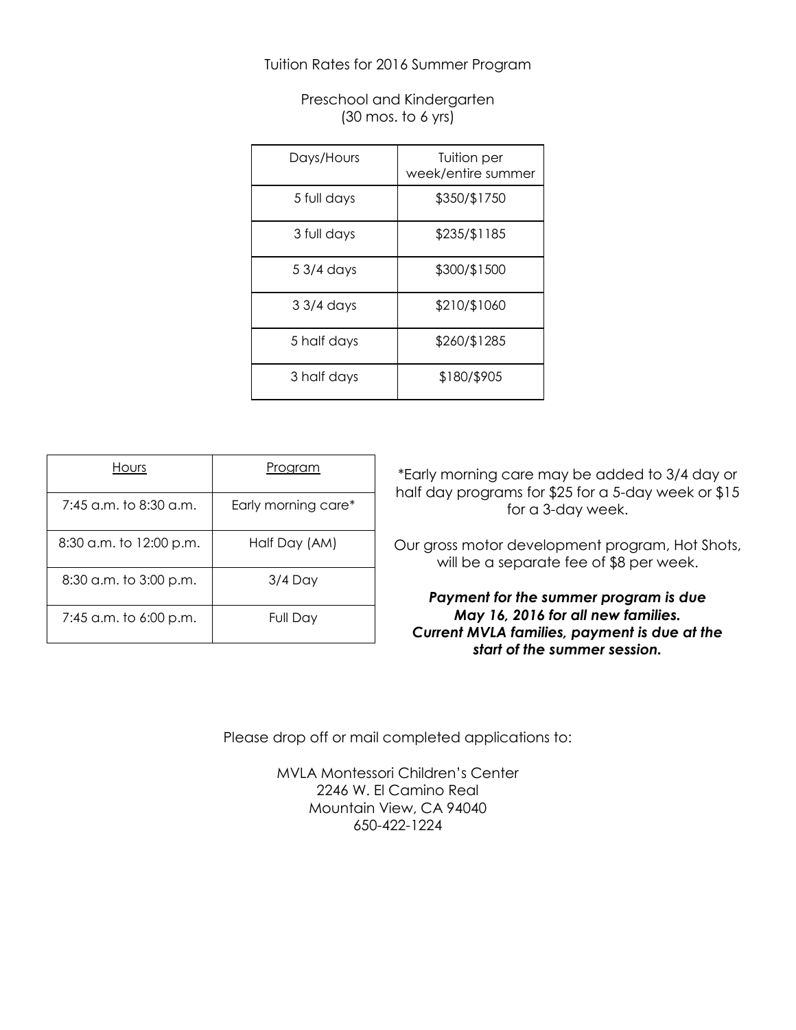Tuition Rates for 2016 Summer Program

Preschool and Kindergarten
(30 mos. to 6 yrs)

| Days/Hours | Tuition per week/entire summer |
| --- | --- |
| 5 full days | $350/$1750 |
| 3 full days | $235/$1185 |
| 5 3/4 days | $300/$1500 |
| 3 3/4 days | $210/$1060 |
| 5 half days | $260/$1285 |
| 3 half days | $180/$905 |

| Hours | Program |
| --- | --- |
| 7:45 a.m. to 8:30 a.m. | Early morning care* |
| 8:30 a.m. to 12:00 p.m. | Half Day (AM) |
| 8:30 a.m. to 3:00 p.m. | 3/4 Day |
| 7:45 a.m. to 6:00 p.m. | Full Day |

*Early morning care may be added to 3/4 day or half day programs for $25 for a 5-day week or $15 for a 3-day week.

Our gross motor development program, Hot Shots, will be a separate fee of $8 per week.

***Payment for the summer program is due May 16, 2016 for all new families. Current MVLA families, payment is due at the start of the summer session.***

Please drop off or mail completed applications to:

MVLA Montessori Children's Center
2246 W. El Camino Real
Mountain View, CA 94040
650-422-1224